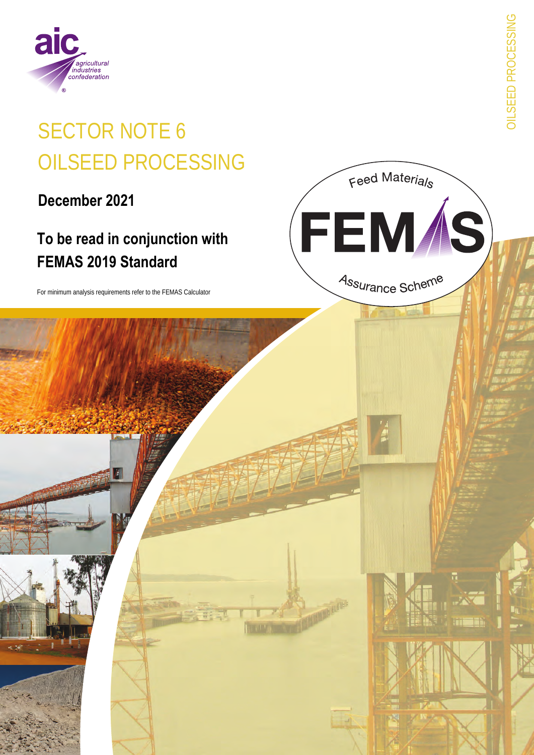# SECTOR NOTE 6
# OILSEED PROCESSING

**December 2021**

## To be read in conjunction with FEMAS 2019 Standard

For minimum analysis requirements refer to the FEMAS Calculator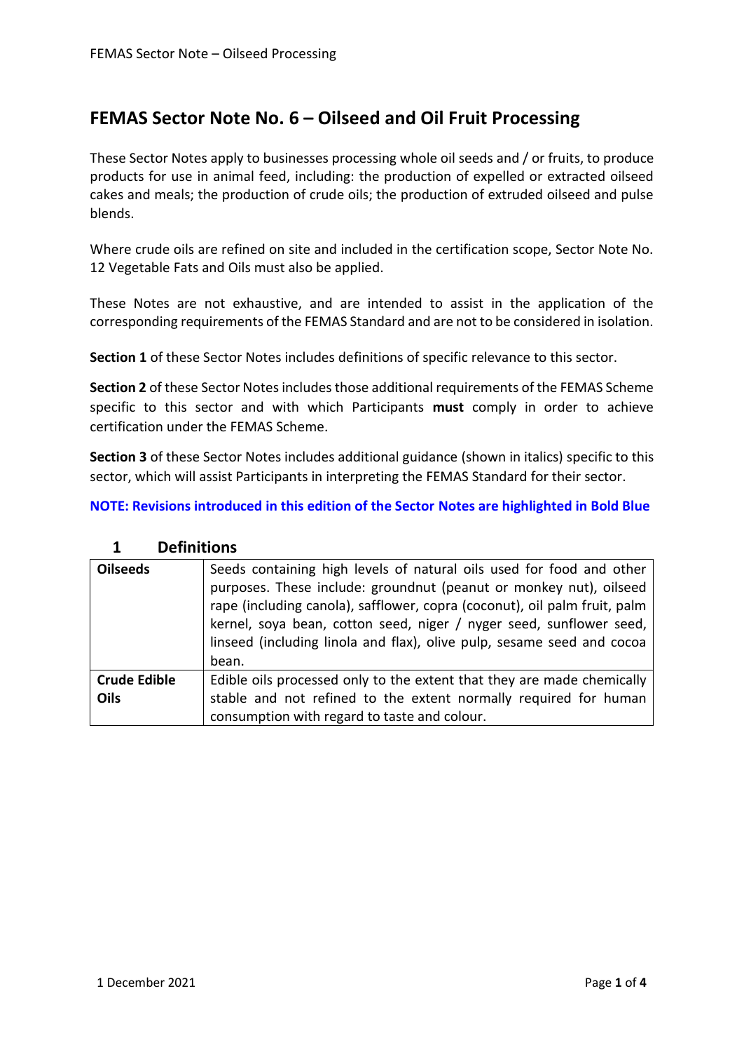# FEMAS Sector Note No. 6 – Oilseed and Oil Fruit Processing

These Sector Notes apply to businesses processing whole oil seeds and / or fruits, to produce products for use in animal feed, including: the production of expelled or extracted oilseed cakes and meals; the production of crude oils; the production of extruded oilseed and pulse blends.

Where crude oils are refined on site and included in the certification scope, Sector Note No. 12 Vegetable Fats and Oils must also be applied.

These Notes are not exhaustive, and are intended to assist in the application of the corresponding requirements of the FEMAS Standard and are not to be considered in isolation.

**Section 1** of these Sector Notes includes definitions of specific relevance to this sector.

**Section 2** of these Sector Notes includes those additional requirements of the FEMAS Scheme specific to this sector and with which Participants **must** comply in order to achieve certification under the FEMAS Scheme.

**Section 3** of these Sector Notes includes additional guidance (shown in italics) specific to this sector, which will assist Participants in interpreting the FEMAS Standard for their sector.

**NOTE: Revisions introduced in this edition of the Sector Notes are highlighted in Bold Blue**

## 1 Definitions

| | |
|---|---|
| **Oilseeds** | Seeds containing high levels of natural oils used for food and other purposes. These include: groundnut (peanut or monkey nut), oilseed rape (including canola), safflower, copra (coconut), oil palm fruit, palm kernel, soya bean, cotton seed, niger / nyger seed, sunflower seed, linseed (including linola and flax), olive pulp, sesame seed and cocoa bean. |
| **Crude Edible Oils** | Edible oils processed only to the extent that they are made chemically stable and not refined to the extent normally required for human consumption with regard to taste and colour. |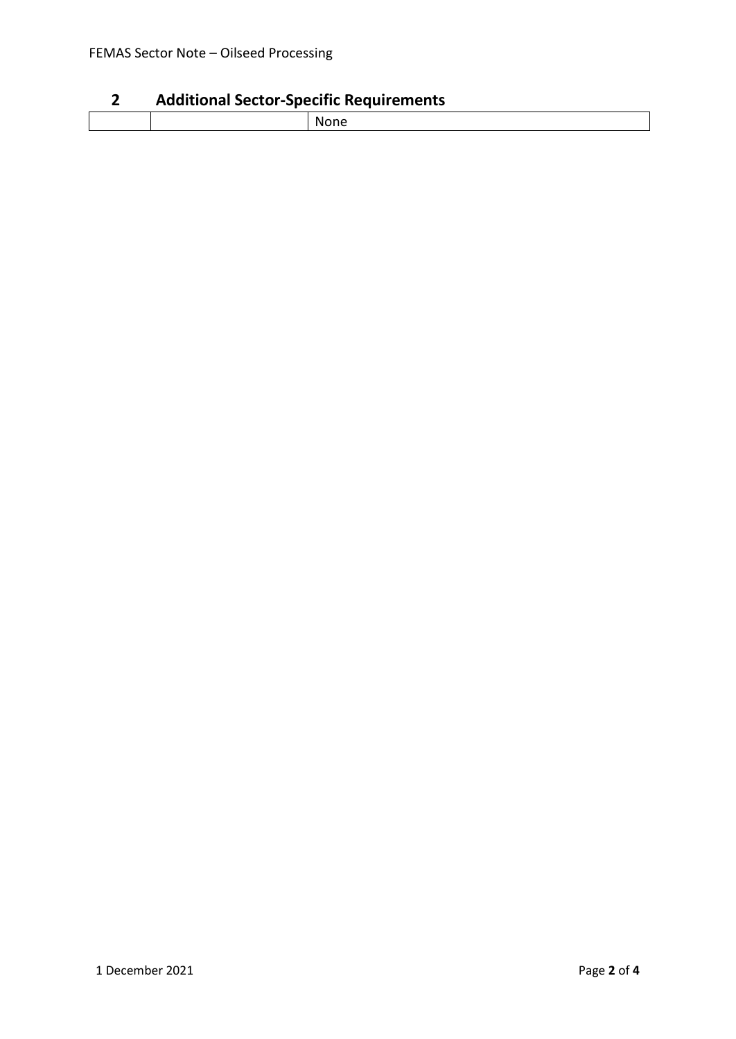## 2 Additional Sector-Specific Requirements

| | | |
|---|---|---|
| | | None |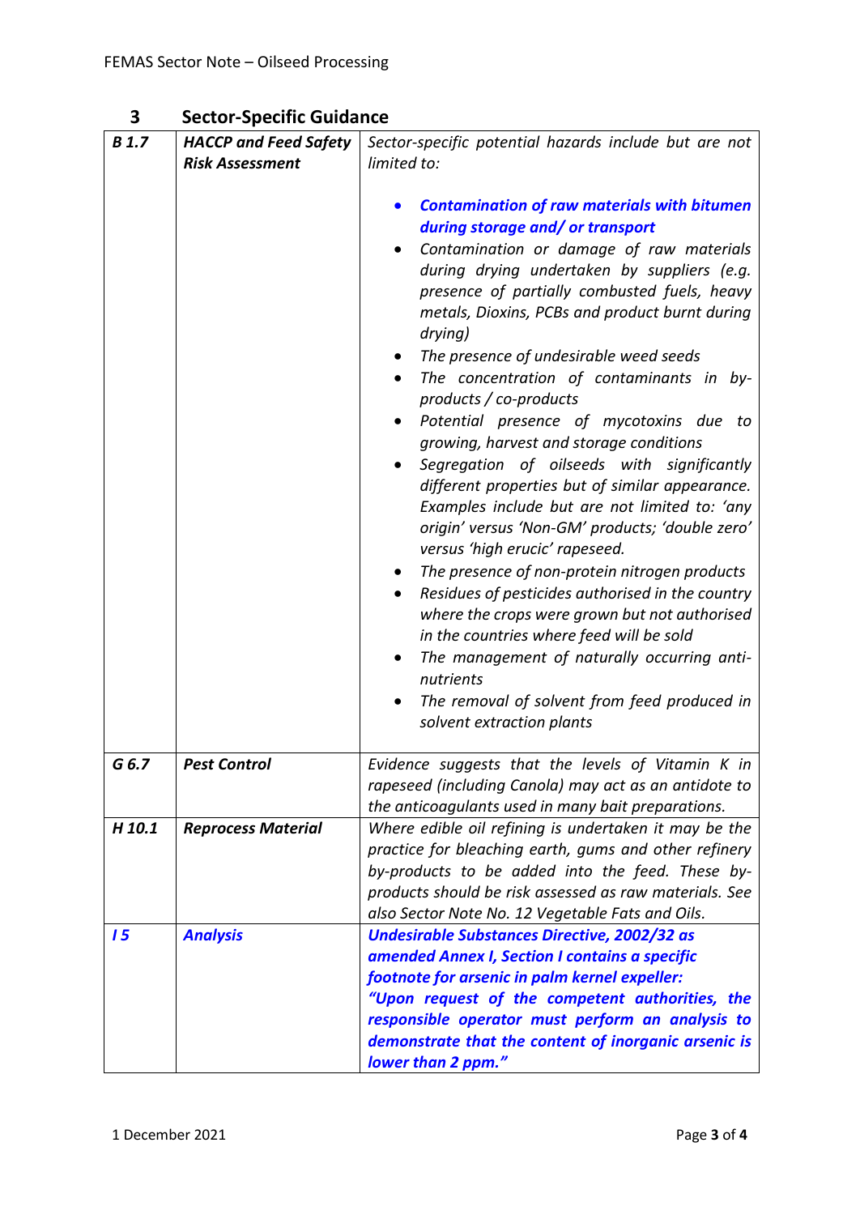## 3 Sector-Specific Guidance

| | | |
|---|---|---|
| ***B 1.7*** | ***HACCP and Feed Safety Risk Assessment*** | *Sector-specific potential hazards include but are not limited to:*<br><br>• ***Contamination of raw materials with bitumen during storage and/ or transport***<br>• *Contamination or damage of raw materials during drying undertaken by suppliers (e.g. presence of partially combusted fuels, heavy metals, Dioxins, PCBs and product burnt during drying)*<br>• *The presence of undesirable weed seeds*<br>• *The concentration of contaminants in by-products / co-products*<br>• *Potential presence of mycotoxins due to growing, harvest and storage conditions*<br>• *Segregation of oilseeds with significantly different properties but of similar appearance. Examples include but are not limited to: 'any origin' versus 'Non-GM' products; 'double zero' versus 'high erucic' rapeseed.*<br>• *The presence of non-protein nitrogen products*<br>• *Residues of pesticides authorised in the country where the crops were grown but not authorised in the countries where feed will be sold*<br>• *The management of naturally occurring anti-nutrients*<br>• *The removal of solvent from feed produced in solvent extraction plants* |
| ***G 6.7*** | ***Pest Control*** | *Evidence suggests that the levels of Vitamin K in rapeseed (including Canola) may act as an antidote to the anticoagulants used in many bait preparations.* |
| ***H 10.1*** | ***Reprocess Material*** | *Where edible oil refining is undertaken it may be the practice for bleaching earth, gums and other refinery by-products to be added into the feed. These by-products should be risk assessed as raw materials. See also Sector Note No. 12 Vegetable Fats and Oils.* |
| ***I 5*** | ***Analysis*** | ***Undesirable Substances Directive, 2002/32 as amended Annex I, Section I contains a specific footnote for arsenic in palm kernel expeller:***<br>***"Upon request of the competent authorities, the responsible operator must perform an analysis to demonstrate that the content of inorganic arsenic is lower than 2 ppm."*** |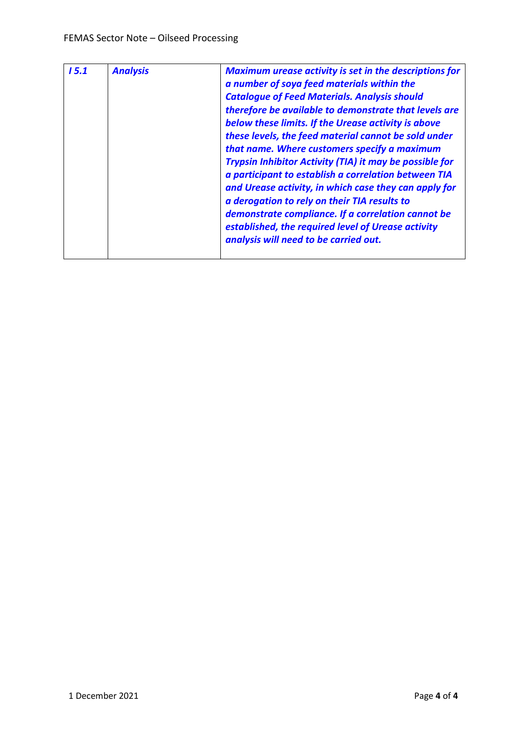| | | |
|---|---|---|
| ***I 5.1*** | ***Analysis*** | ***Maximum urease activity is set in the descriptions for a number of soya feed materials within the Catalogue of Feed Materials. Analysis should therefore be available to demonstrate that levels are below these limits. If the Urease activity is above these levels, the feed material cannot be sold under that name. Where customers specify a maximum Trypsin Inhibitor Activity (TIA) it may be possible for a participant to establish a correlation between TIA and Urease activity, in which case they can apply for a derogation to rely on their TIA results to demonstrate compliance. If a correlation cannot be established, the required level of Urease activity analysis will need to be carried out.*** |